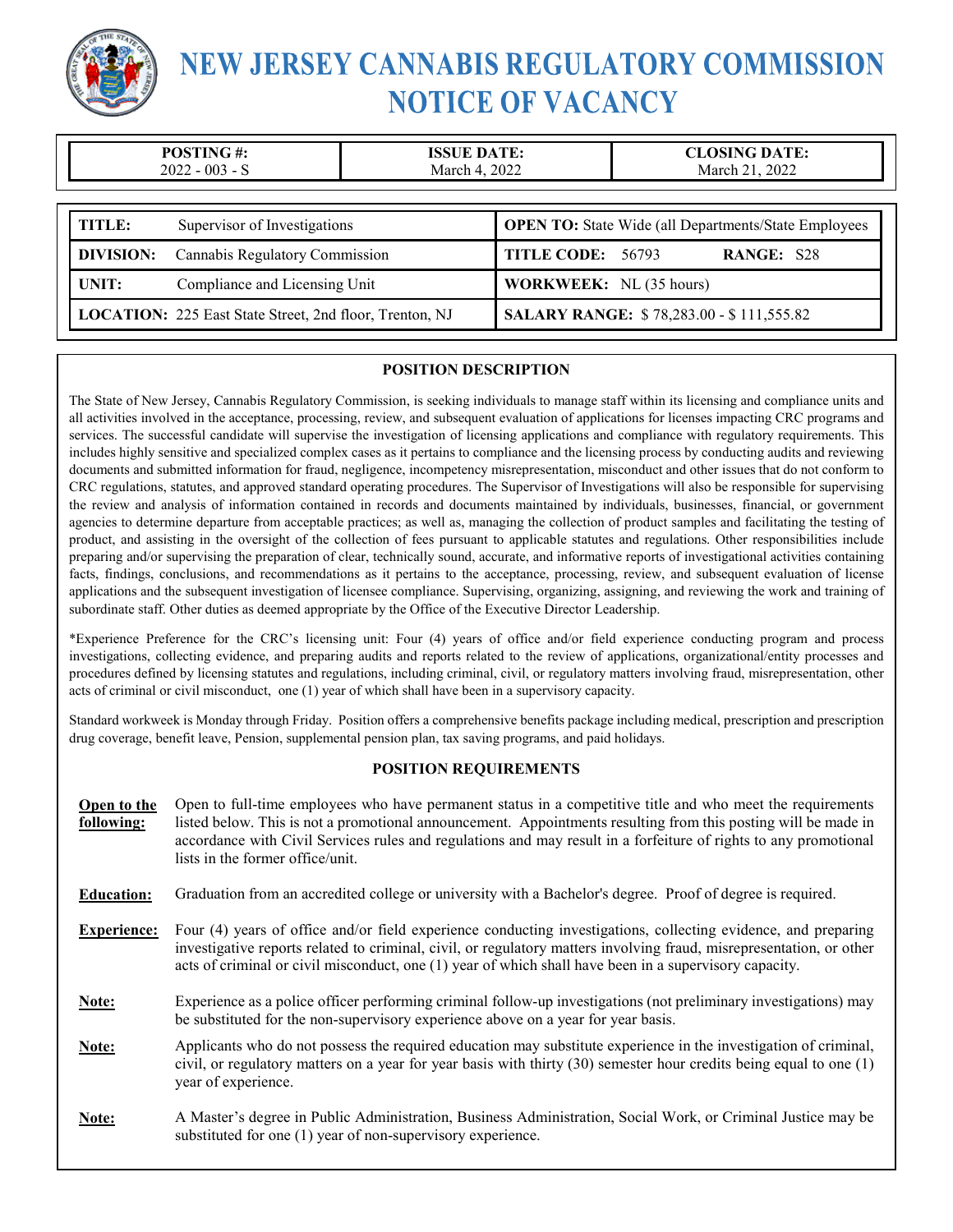# NEW JERSEY CANNABIS REGULATORY COMMISSION
# NOTICE OF VACANCY

| POSTING #: | ISSUE DATE: | CLOSING DATE: |
| --- | --- | --- |
| 2022 - 003 - S | March 4, 2022 | March 21, 2022 |

| | |
| --- | --- |
| **TITLE:** Supervisor of Investigations | **OPEN TO:** State Wide (all Departments/State Employees |
| **DIVISION:** Cannabis Regulatory Commission | **TITLE CODE:** 56793 **RANGE:** S28 |
| **UNIT:** Compliance and Licensing Unit | **WORKWEEK:** NL (35 hours) |
| **LOCATION:** 225 East State Street, 2nd floor, Trenton, NJ | **SALARY RANGE:** $ 78,283.00 - $ 111,555.82 |

## POSITION DESCRIPTION

The State of New Jersey, Cannabis Regulatory Commission, is seeking individuals to manage staff within its licensing and compliance units and all activities involved in the acceptance, processing, review, and subsequent evaluation of applications for licenses impacting CRC programs and services. The successful candidate will supervise the investigation of licensing applications and compliance with regulatory requirements. This includes highly sensitive and specialized complex cases as it pertains to compliance and the licensing process by conducting audits and reviewing documents and submitted information for fraud, negligence, incompetency misrepresentation, misconduct and other issues that do not conform to CRC regulations, statutes, and approved standard operating procedures. The Supervisor of Investigations will also be responsible for supervising the review and analysis of information contained in records and documents maintained by individuals, businesses, financial, or government agencies to determine departure from acceptable practices; as well as, managing the collection of product samples and facilitating the testing of product, and assisting in the oversight of the collection of fees pursuant to applicable statutes and regulations. Other responsibilities include preparing and/or supervising the preparation of clear, technically sound, accurate, and informative reports of investigational activities containing facts, findings, conclusions, and recommendations as it pertains to the acceptance, processing, review, and subsequent evaluation of license applications and the subsequent investigation of licensee compliance. Supervising, organizing, assigning, and reviewing the work and training of subordinate staff. Other duties as deemed appropriate by the Office of the Executive Director Leadership.

*Experience Preference for the CRC's licensing unit: Four (4) years of office and/or field experience conducting program and process investigations, collecting evidence, and preparing audits and reports related to the review of applications, organizational/entity processes and procedures defined by licensing statutes and regulations, including criminal, civil, or regulatory matters involving fraud, misrepresentation, other acts of criminal or civil misconduct, one (1) year of which shall have been in a supervisory capacity.

Standard workweek is Monday through Friday. Position offers a comprehensive benefits package including medical, prescription and prescription drug coverage, benefit leave, Pension, supplemental pension plan, tax saving programs, and paid holidays.

## POSITION REQUIREMENTS

**Open to the following:** Open to full-time employees who have permanent status in a competitive title and who meet the requirements listed below. This is not a promotional announcement. Appointments resulting from this posting will be made in accordance with Civil Services rules and regulations and may result in a forfeiture of rights to any promotional lists in the former office/unit.

**Education:** Graduation from an accredited college or university with a Bachelor's degree. Proof of degree is required.

**Experience:** Four (4) years of office and/or field experience conducting investigations, collecting evidence, and preparing investigative reports related to criminal, civil, or regulatory matters involving fraud, misrepresentation, or other acts of criminal or civil misconduct, one (1) year of which shall have been in a supervisory capacity.

**Note:** Experience as a police officer performing criminal follow-up investigations (not preliminary investigations) may be substituted for the non-supervisory experience above on a year for year basis.

**Note:** Applicants who do not possess the required education may substitute experience in the investigation of criminal, civil, or regulatory matters on a year for year basis with thirty (30) semester hour credits being equal to one (1) year of experience.

**Note:** A Master's degree in Public Administration, Business Administration, Social Work, or Criminal Justice may be substituted for one (1) year of non-supervisory experience.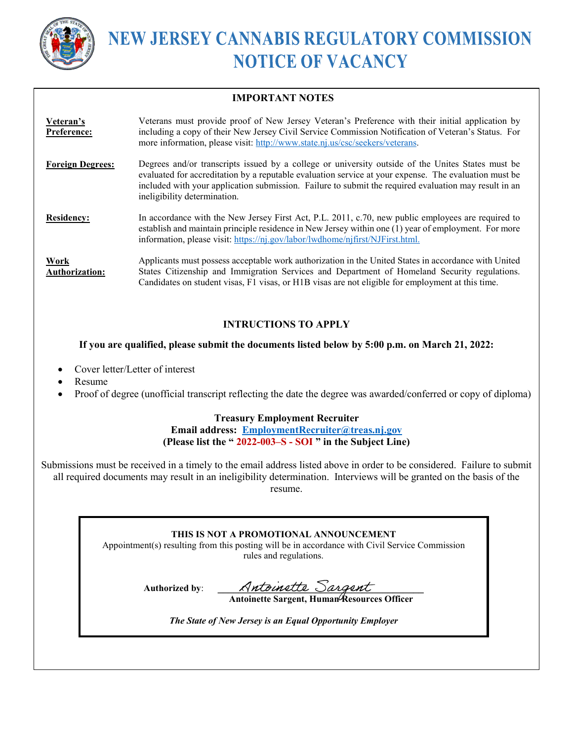# NEW JERSEY CANNABIS REGULATORY COMMISSION
# NOTICE OF VACANCY

## IMPORTANT NOTES

**Veteran's Preference:** Veterans must provide proof of New Jersey Veteran's Preference with their initial application by including a copy of their New Jersey Civil Service Commission Notification of Veteran's Status. For more information, please visit: http://www.state.nj.us/csc/seekers/veterans.

**Foreign Degrees:** Degrees and/or transcripts issued by a college or university outside of the Unites States must be evaluated for accreditation by a reputable evaluation service at your expense. The evaluation must be included with your application submission. Failure to submit the required evaluation may result in an ineligibility determination.

**Residency:** In accordance with the New Jersey First Act, P.L. 2011, c.70, new public employees are required to establish and maintain principle residence in New Jersey within one (1) year of employment. For more information, please visit: https://nj.gov/labor/lwdhome/njfirst/NJFirst.html.

**Work Authorization:** Applicants must possess acceptable work authorization in the United States in accordance with United States Citizenship and Immigration Services and Department of Homeland Security regulations. Candidates on student visas, F1 visas, or H1B visas are not eligible for employment at this time.

## INTRUCTIONS TO APPLY

**If you are qualified, please submit the documents listed below by 5:00 p.m. on March 21, 2022:**

- Cover letter/Letter of interest
- Resume
- Proof of degree (unofficial transcript reflecting the date the degree was awarded/conferred or copy of diploma)

**Treasury Employment Recruiter**
**Email address: EmploymentRecruiter@treas.nj.gov**
**(Please list the " 2022-003–S - SOI " in the Subject Line)**

Submissions must be received in a timely to the email address listed above in order to be considered. Failure to submit all required documents may result in an ineligibility determination. Interviews will be granted on the basis of the resume.

**THIS IS NOT A PROMOTIONAL ANNOUNCEMENT**
Appointment(s) resulting from this posting will be in accordance with Civil Service Commission rules and regulations.

**Authorized by**: *Antoinette Sargent*
**Antoinette Sargent, Human Resources Officer**

*The State of New Jersey is an Equal Opportunity Employer*